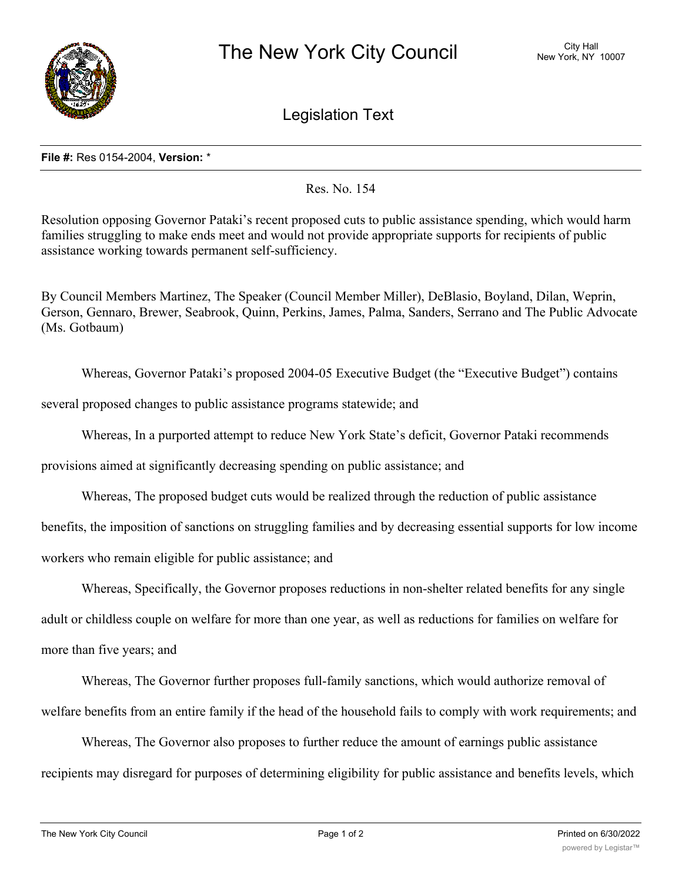# The New York City Council

City Hall
New York, NY 10007

## Legislation Text

**File #:** Res 0154-2004, **Version:** *

Res. No. 154

Resolution opposing Governor Pataki's recent proposed cuts to public assistance spending, which would harm families struggling to make ends meet and would not provide appropriate supports for recipients of public assistance working towards permanent self-sufficiency.

By Council Members Martinez, The Speaker (Council Member Miller), DeBlasio, Boyland, Dilan, Weprin, Gerson, Gennaro, Brewer, Seabrook, Quinn, Perkins, James, Palma, Sanders, Serrano and The Public Advocate (Ms. Gotbaum)

Whereas, Governor Pataki's proposed 2004-05 Executive Budget (the "Executive Budget") contains several proposed changes to public assistance programs statewide; and

Whereas, In a purported attempt to reduce New York State's deficit, Governor Pataki recommends provisions aimed at significantly decreasing spending on public assistance; and

Whereas, The proposed budget cuts would be realized through the reduction of public assistance benefits, the imposition of sanctions on struggling families and by decreasing essential supports for low income workers who remain eligible for public assistance; and

Whereas, Specifically, the Governor proposes reductions in non-shelter related benefits for any single adult or childless couple on welfare for more than one year, as well as reductions for families on welfare for more than five years; and

Whereas, The Governor further proposes full-family sanctions, which would authorize removal of welfare benefits from an entire family if the head of the household fails to comply with work requirements; and

Whereas, The Governor also proposes to further reduce the amount of earnings public assistance recipients may disregard for purposes of determining eligibility for public assistance and benefits levels, which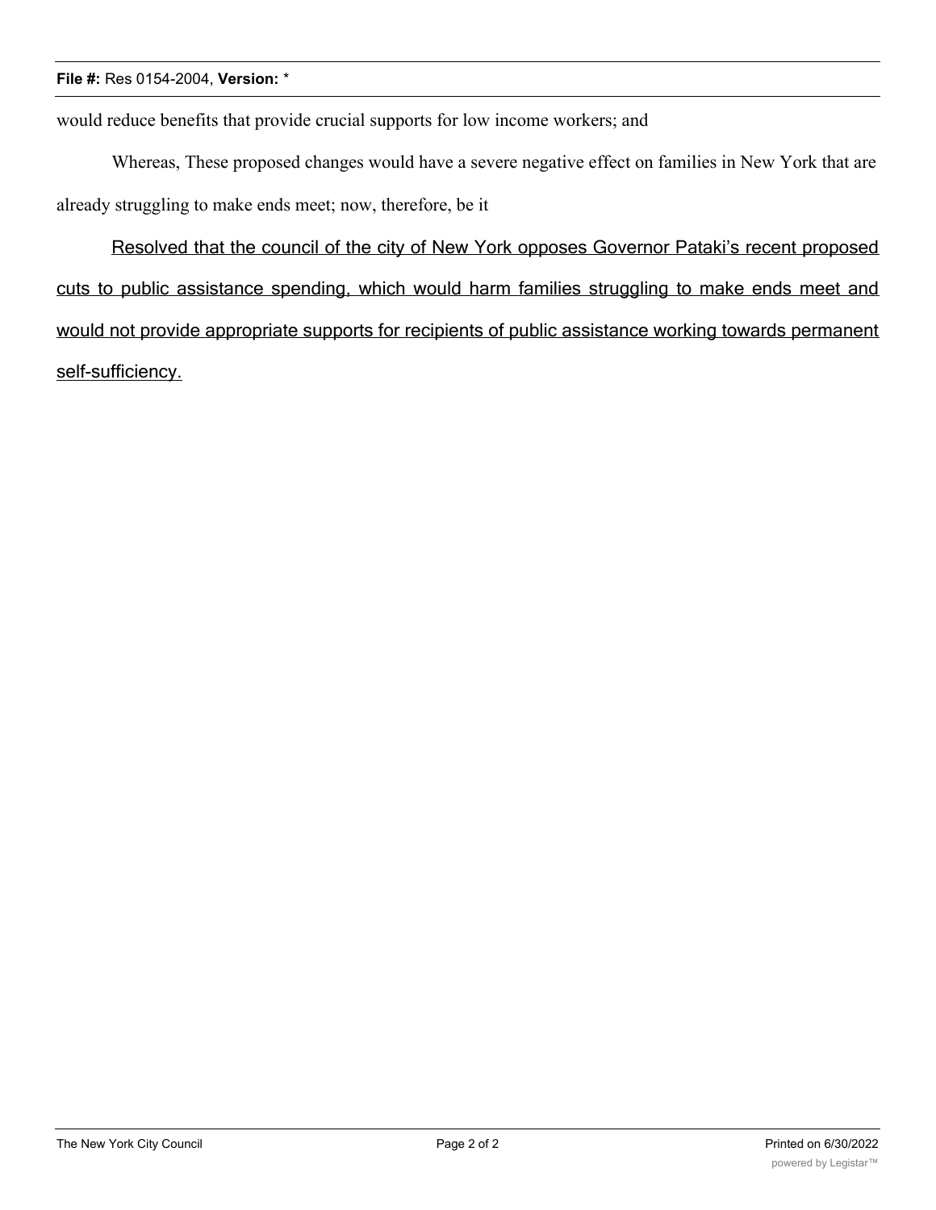would reduce benefits that provide crucial supports for low income workers; and

Whereas, These proposed changes would have a severe negative effect on families in New York that are already struggling to make ends meet; now, therefore, be it

Resolved that the council of the city of New York opposes Governor Pataki's recent proposed cuts to public assistance spending, which would harm families struggling to make ends meet and would not provide appropriate supports for recipients of public assistance working towards permanent self-sufficiency.